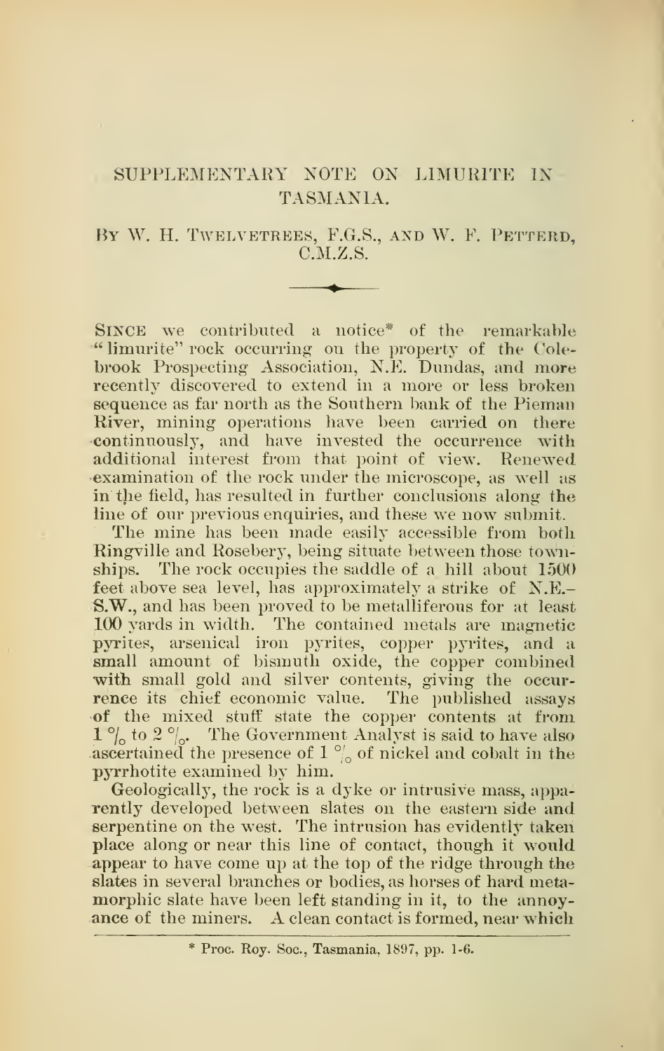# SUPPLEMENTARY NOTE ON LIMURITE IN TASMANIA.

By W. H. Twelvetrees, F.G.S., and W. F. Petterd, C.M.Z.S.

---

Since we contributed a notice* of the remarkable "limurite" rock occurring on the property of the Colebrook Prospecting Association, N.E. Dundas, and more recently discovered to extend in a more or less broken sequence as far north as the Southern bank of the Pieman River, mining operations have been carried on there continuously, and have invested the occurrence with additional interest from that point of view. Renewed examination of the rock under the microscope, as well as in the field, has resulted in further conclusions along the line of our previous enquiries, and these we now submit.

The mine has been made easily accessible from both Ringville and Rosebery, being situate between those townships. The rock occupies the saddle of a hill about 1500 feet above sea level, has approximately a strike of N.E.–S.W., and has been proved to be metalliferous for at least 100 yards in width. The contained metals are magnetic pyrites, arsenical iron pyrites, copper pyrites, and a small amount of bismuth oxide, the copper combined with small gold and silver contents, giving the occurrence its chief economic value. The published assays of the mixed stuff state the copper contents at from 1 % to 2 %. The Government Analyst is said to have also ascertained the presence of 1 % of nickel and cobalt in the pyrrhotite examined by him.

Geologically, the rock is a dyke or intrusive mass, apparently developed between slates on the eastern side and serpentine on the west. The intrusion has evidently taken place along or near this line of contact, though it would appear to have come up at the top of the ridge through the slates in several branches or bodies, as horses of hard metamorphic slate have been left standing in it, to the annoyance of the miners. A clean contact is formed, near which

---

\* Proc. Roy. Soc., Tasmania, 1897, pp. 1-6.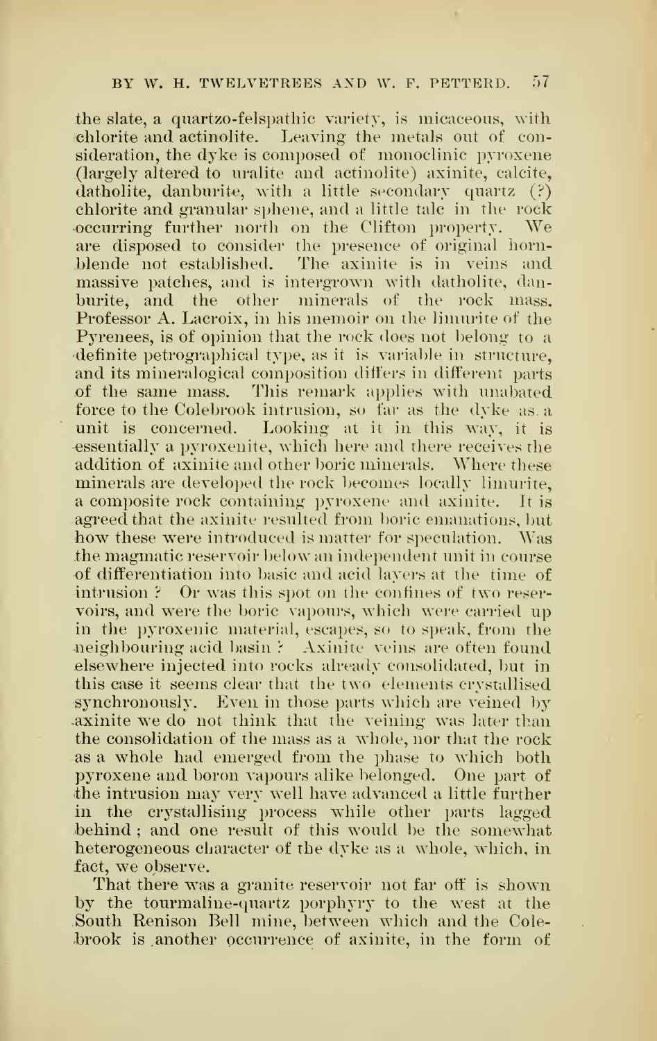the slate, a quartzo-felspathic variety, is micaceous, with chlorite and actinolite. Leaving the metals out of consideration, the dyke is composed of monoclinic pyroxene (largely altered to uralite and actinolite) axinite, calcite, datholite, danburite, with a little secondary quartz (?) chlorite and granular sphene, and a little talc in the rock occurring further north on the Clifton property. We are disposed to consider the presence of original hornblende not established. The axinite is in veins and massive patches, and is intergrown with datholite, danburite, and the other minerals of the rock mass. Professor A. Lacroix, in his memoir on the limurite of the Pyrenees, is of opinion that the rock does not belong to a definite petrographical type, as it is variable in structure, and its mineralogical composition differs in different parts of the same mass. This remark applies with unabated force to the Colebrook intrusion, so far as the dyke as a unit is concerned. Looking at it in this way, it is essentially a pyroxenite, which here and there receives the addition of axinite and other boric minerals. Where these minerals are developed the rock becomes locally limurite, a composite rock containing pyroxene and axinite. It is agreed that the axinite resulted from boric emanations, but how these were introduced is matter for speculation. Was the magmatic reservoir below an independent unit in course of differentiation into basic and acid layers at the time of intrusion? Or was this spot on the confines of two reservoirs, and were the boric vapours, which were carried up in the pyroxenic material, escapes, so to speak, from the neighbouring acid basin? Axinite veins are often found elsewhere injected into rocks already consolidated, but in this case it seems clear that the two elements crystallised synchronously. Even in those parts which are veined by axinite we do not think that the veining was later than the consolidation of the mass as a whole, nor that the rock as a whole had emerged from the phase to which both pyroxene and boron vapours alike belonged. One part of the intrusion may very well have advanced a little further in the crystallising process while other parts lagged behind; and one result of this would be the somewhat heterogeneous character of the dyke as a whole, which, in fact, we observe.

That there was a granite reservoir not far off is shown by the tourmaline-quartz porphyry to the west at the South Renison Bell mine, between which and the Colebrook is another occurrence of axinite, in the form of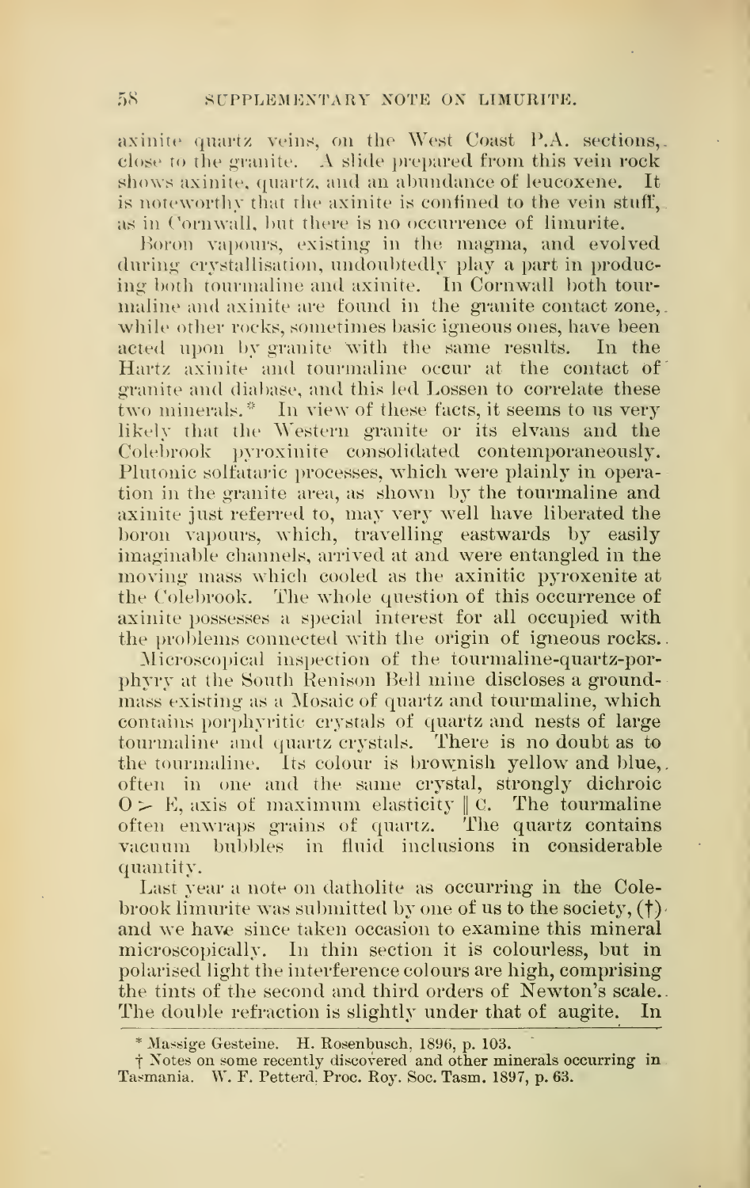axinite quartz veins, on the West Coast P.A. sections, close to the granite. A slide prepared from this vein rock shows axinite, quartz, and an abundance of leucoxene. It is noteworthy that the axinite is confined to the vein stuff, as in Cornwall, but there is no occurrence of limurite.

Boron vapours, existing in the magma, and evolved during crystallisation, undoubtedly play a part in producing both tourmaline and axinite. In Cornwall both tourmaline and axinite are found in the granite contact zone, while other rocks, sometimes basic igneous ones, have been acted upon by granite with the same results. In the Hartz axinite and tourmaline occur at the contact of granite and diabase, and this led Lossen to correlate these two minerals.* In view of these facts, it seems to us very likely that the Western granite or its elvans and the Colebrook pyroxinite consolidated contemporaneously. Plutonic solfataric processes, which were plainly in operation in the granite area, as shown by the tourmaline and axinite just referred to, may very well have liberated the boron vapours, which, travelling eastwards by easily imaginable channels, arrived at and were entangled in the moving mass which cooled as the axinitic pyroxenite at the Colebrook. The whole question of this occurrence of axinite possesses a special interest for all occupied with the problems connected with the origin of igneous rocks.

Microscopical inspection of the tourmaline-quartz-porphyry at the South Renison Bell mine discloses a groundmass existing as a Mosaic of quartz and tourmaline, which contains porphyritic crystals of quartz and nests of large tourmaline and quartz crystals. There is no doubt as to the tourmaline. Its colour is brownish yellow and blue, often in one and the same crystal, strongly dichroic $O > E$, axis of maximum elasticity $\| c$. The tourmaline often enwraps grains of quartz. The quartz contains vacuum bubbles in fluid inclusions in considerable quantity.

Last year a note on datholite as occurring in the Colebrook limurite was submitted by one of us to the society, (†) and we have since taken occasion to examine this mineral microscopically. In thin section it is colourless, but in polarised light the interference colours are high, comprising the tints of the second and third orders of Newton's scale. The double refraction is slightly under that of augite. In

---

\* Massige Gesteine. H. Rosenbusch, 1896, p. 103.

† Notes on some recently discovered and other minerals occurring in Tasmania. W. F. Petterd, Proc. Roy. Soc. Tasm. 1897, p. 63.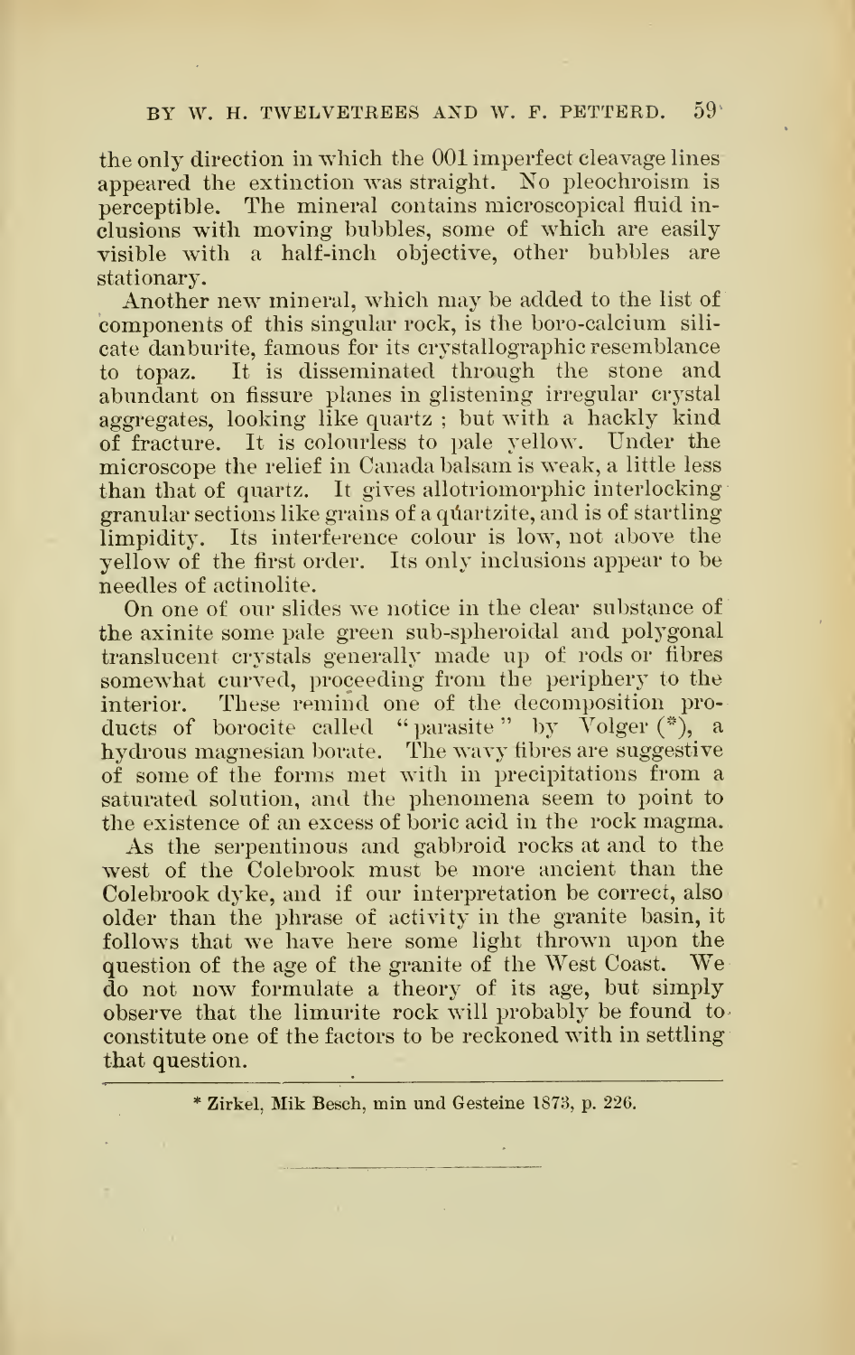the only direction in which the 001 imperfect cleavage lines appeared the extinction was straight. No pleochroism is perceptible. The mineral contains microscopical fluid inclusions with moving bubbles, some of which are easily visible with a half-inch objective, other bubbles are stationary.

Another new mineral, which may be added to the list of components of this singular rock, is the boro-calcium silicate danburite, famous for its crystallographic resemblance to topaz. It is disseminated through the stone and abundant on fissure planes in glistening irregular crystal aggregates, looking like quartz ; but with a hackly kind of fracture. It is colourless to pale yellow. Under the microscope the relief in Canada balsam is weak, a little less than that of quartz. It gives allotriomorphic interlocking granular sections like grains of a quartzite, and is of startling limpidity. Its interference colour is low, not above the yellow of the first order. Its only inclusions appear to be needles of actinolite.

On one of our slides we notice in the clear substance of the axinite some pale green sub-spheroidal and polygonal translucent crystals generally made up of rods or fibres somewhat curved, proceeding from the periphery to the interior. These remind one of the decomposition products of borocite called "parasite" by Volger (*), a hydrous magnesian borate. The wavy fibres are suggestive of some of the forms met with in precipitations from a saturated solution, and the phenomena seem to point to the existence of an excess of boric acid in the rock magma.

As the serpentinous and gabbroid rocks at and to the west of the Colebrook must be more ancient than the Colebrook dyke, and if our interpretation be correct, also older than the phrase of activity in the granite basin, it follows that we have here some light thrown upon the question of the age of the granite of the West Coast. We do not now formulate a theory of its age, but simply observe that the limurite rock will probably be found to constitute one of the factors to be reckoned with in settling that question.

---

\* Zirkel, Mik Besch, min und Gesteine 1873, p. 226.